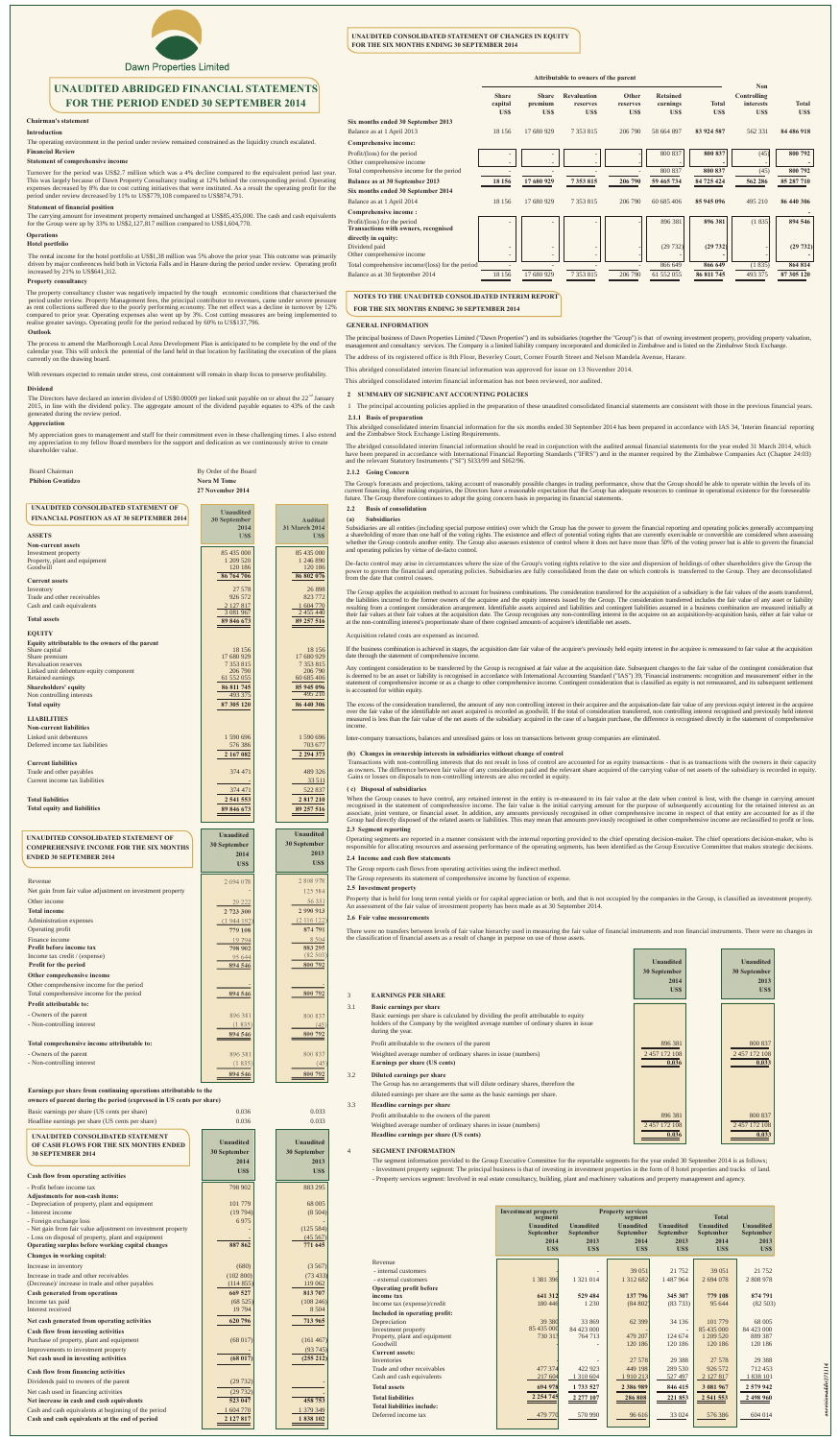# Dawn Properties Limited

# UNAUDITED ABRIDGED FINANCIAL STATEMENTS FOR THE PERIOD ENDED 30 SEPTEMBER 2014

## Chairman's statement

### Introduction

The operating environment in the period under review remained constrained as the liquidity crunch escalated.

### Financial Review

#### Statement of comprehensive income

Turnover for the period was US$2.7 million which was a 4% decline compared to the equivalent period last year. This was largely because of Dawn Property Consultancy trading at 12% behind the corresponding period. Operating expenses decreased by 8% due to cost cutting initiatives that were instituted. As a result the operating profit for the period under review decreased by 11% to US$779,108 compared to US$874,791.

#### Statement of financial position

The carrying amount for investment property remained unchanged at US$85,435,000. The cash and cash equivalents for the Group were up by 33% to US$2,127,817 million compared to US$1,604,770.

### Operations

#### Hotel portfolio

The rental income for the hotel portfolio at US$1,38 million was 5% above the prior year. This outcome was primarily driven by major conferences held both in Victoria Falls and in Harare during the period under review. Operating profit increased by 21% to US$641,312.

#### Property consultancy

The property consultancy cluster was negatively impacted by the tough economic conditions that characterised the period under review. Property Management fees, the principal contributor to revenues, came under severe pressure as rent collections suffered due to the poorly performing economy. The net effect was a decline in turnover by 12% compared to prior year. Operating expenses also went up by 3%. Cost cutting measures are being implemented to realise greater savings. Operating profit for the period reduced by 60% to US$137,796.

### Outlook

The process to amend the Marlborough Local Area Development Plan is anticipated to be complete by the end of the calendar year. This will unlock the potential of the land held in that location by facilitating the execution of the plans currently on the drawing board.

With revenues expected to remain under stress, cost containment will remain in sharp focus to preserve profitability.

### Dividend

The Directors have declared an interim dividend of US$0.00009 per linked unit payable on or about the 22nd January 2015, in line with the dividend policy. The aggregate amount of the dividend payable equates to 43% of the cash generated during the review period.

### Appreciation

My appreciation goes to management and staff for their commitment even in these challenging times. I also extend my appreciation to my fellow Board members for the support and dedication as we continuously strive to create shareholder value.

Board Chairman
**Philson Gwatidzo**

By Order of the Board
**Nora M Tome**
**27 November 2014**

## UNAUDITED CONSOLIDATED STATEMENT OF FINANCIAL POSITION AS AT 30 SEPTEMBER 2014

| | Unaudited 30 September 2014 US$ | Audited 31 March 2014 US$ |
|---|---|---|
| **ASSETS** | | |
| **Non-current assets** | | |
| Investment property | 85 435 000 | 85 435 000 |
| Property, plant and equipment | 1 209 520 | 1 246 890 |
| Goodwill | 120 186 | 120 186 |
| | 86 764 706 | 86 802 076 |
| **Current assets** | | |
| Inventory | 27 578 | 26 898 |
| Trade and other receivables | 926 572 | 823 772 |
| Cash and cash equivalents | 2 127 817 | 1 604 770 |
| | 3 081 967 | 2 455 440 |
| **Total assets** | 89 846 673 | 89 257 516 |
| **EQUITY** | | |
| **Equity attributable to the owners of the parent** | | |
| Share capital | 18 156 | 18 156 |
| Share premium | 17 680 929 | 17 680 929 |
| Revaluation reserves | 7 353 815 | 7 353 815 |
| Linked unit debenture equity component | 206 790 | 206 790 |
| Retained earnings | 61 552 055 | 60 685 406 |
| **Shareholders' equity** | 86 811 745 | 85 945 096 |
| Non controlling interests | 493 375 | 495 210 |
| **Total equity** | 87 305 120 | 86 440 306 |
| **LIABILITIES** | | |
| **Non-current liabilities** | | |
| Linked unit debentures | 1 590 696 | 1 590 696 |
| Deferred income tax liabilities | 576 386 | 703 677 |
| | 2 167 082 | 2 294 373 |
| **Current liabilities** | | |
| Trade and other payables | 374 471 | 489 326 |
| Current income tax liabilities | - | 33 511 |
| | 374 471 | 522 837 |
| **Total liabilities** | 2 541 553 | 2 817 210 |
| **Total equity and liabilities** | 89 846 673 | 89 257 516 |

## UNAUDITED CONSOLIDATED STATEMENT OF COMPREHENSIVE INCOME FOR THE SIX MONTHS ENDED 30 SEPTEMBER 2014

| | Unaudited 30 September 2014 US$ | Unaudited 30 September 2013 US$ |
|---|---|---|
| Revenue | 2 694 078 | 2 808 978 |
| Net gain from fair value adjustment on investment property | - | 125 584 |
| Other income | 29 222 | 56 351 |
| **Total income** | 2 723 300 | 2 990 913 |
| Administration expenses | (1 944 192) | (2 116 122) |
| Operating profit | 779 108 | 874 791 |
| Finance income | 19 794 | 8 504 |
| **Profit before income tax** | 798 902 | 883 295 |
| Income tax credit / (expense) | 95 644 | (82 503) |
| **Profit for the period** | 894 546 | 800 792 |
| **Other comprehensive income** | | |
| Other comprehensive income for the period | - | - |
| Total comprehensive income for the period | 894 546 | 800 792 |
| **Profit attributable to:** | | |
| - Owners of the parent | 896 381 | 800 837 |
| - Non-controlling interest | (1 835) | (45) |
| | 894 546 | 800 792 |
| **Total comprehensive income attributable to:** | | |
| - Owners of the parent | 896 381 | 800 837 |
| - Non-controlling interest | (1 835) | (45) |
| | 894 546 | 800 792 |
| **Earnings per share from continuing operations attributable to the owners of parent during the period (expressed in US cents per share)** | | |
| Basic earnings per share (US cents per share) | 0.036 | 0.033 |
| Headline earnings per share (US cents per share) | 0.036 | 0.033 |

## UNAUDITED CONSOLIDATED STATEMENT OF CASH FLOWS FOR THE SIX MONTHS ENDED 30 SEPTEMBER 2014

| | Unaudited 30 September 2014 US$ | Unaudited 30 September 2013 US$ |
|---|---|---|
| **Cash flow from operating activities** | | |
| - Profit before income tax | 798 902 | 883 295 |
| **Adjustments for non-cash items:** | | |
| - Depreciation of property, plant and equipment | 101 779 | 68 005 |
| - Interest income | (19 794) | (8 504) |
| - Foreign exchange loss | 6 975 | - |
| - Net gain from fair value adjustment on investment property | - | (125 584) |
| - Loss on disposal of property, plant and equipment | - | (45 567) |
| **Operating surplus before working capital changes** | 887 862 | 771 645 |
| **Changes in working capital:** | | |
| Increase in inventory | (680) | (3 567) |
| Increase in trade and other receivables | (102 800) | (73 433) |
| (Decrease)/ increase in trade and other payables | (114 855) | 119 062 |
| **Cash generated from operations** | 669 527 | 813 707 |
| Income tax paid | (68 525) | (108 246) |
| Interest received | 19 794 | 8 504 |
| **Net cash generated from operating activities** | 620 796 | 713 965 |
| **Cash flow from investing activities** | | |
| Purchase of property, plant and equipment | (68 017) | (161 467) |
| Improvements to investment property | - | (93 745) |
| **Net cash used in investing activities** | (68 017) | (255 212) |
| **Cash flow from financing activities** | | |
| Dividends paid to owners of the parent | (29 732) | - |
| Net cash used in financing activities | (29 732) | - |
| **Net increase in cash and cash equivalents** | 523 047 | 458 753 |
| Cash and cash equivalents at beginning of the period | 1 604 770 | 1 379 349 |
| **Cash and cash equivalents at the end of period** | 2 127 817 | 1 838 102 |

## UNAUDITED CONSOLIDATED STATEMENT OF CHANGES IN EQUITY FOR THE SIX MONTHS ENDING 30 SEPTEMBER 2014

| | Attributable to owners of the parent | | | | | | | |
|---|---|---|---|---|---|---|---|---|
| | Share capital US$ | Share premium US$ | Revaluation reserves US$ | Other reserves US$ | Retained earnings US$ | Total US$ | Non Controlling interests US$ | Total US$ |
| **Six months ended 30 September 2013** | | | | | | | | |
| Balance as at 1 April 2013 | 18 156 | 17 680 929 | 7 353 815 | 206 790 | 58 664 897 | 83 924 587 | 562 331 | 84 486 918 |
| **Comprehensive income:** | | | | | | | | |
| Profit/(loss) for the period | - | - | - | - | 800 837 | 800 837 | (45) | 800 792 |
| Other comprehensive income | - | - | - | - | - | - | - | - |
| Total comprehensive income for the period | - | - | - | - | 800 837 | 800 837 | (45) | 800 792 |
| **Balance as at 30 September 2013** | 18 156 | 17 680 929 | 7 353 815 | 206 790 | 59 465 734 | 84 725 424 | 562 286 | 85 287 710 |
| **Six months ended 30 September 2014** | | | | | | | | |
| Balance as at 1 April 2014 | 18 156 | 17 680 929 | 7 353 815 | 206 790 | 60 685 406 | 85 945 096 | 495 210 | 86 440 306 |
| **Comprehensive income :** | | | | | | | | |
| Profit/(loss) for the period | - | - | - | - | 896 381 | 896 381 | (1 835) | 894 546 |
| **Transactions with owners, recognised directly in equity:** | | | | | | | | |
| Dividend paid | - | - | - | - | (29 732) | (29 732) | - | (29 732) |
| Other comprehensive income | - | - | - | - | - | - | - | - |
| Total comprehensive income/(loss) for the period | - | - | - | - | 866 649 | 866 649 | (1 835) | 864 814 |
| Balance as at 30 September 2014 | 18 156 | 17 680 929 | 7 353 815 | 206 790 | 61 552 055 | 86 811 745 | 493 375 | 87 305 120 |

## NOTES TO THE UNAUDITED CONSOLIDATED INTERIM REPORT FOR THE SIX MONTHS ENDING 30 SEPTEMBER 2014

### GENERAL INFORMATION

The principal business of Dawn Properties Limited ("Dawn Properties") and its subsidiaries (together the "Group") is that of owning investment property, providing property valuation, management and consultancy services. The Company is a limited liability company incorporated and domiciled in Zimbabwe and is listed on the Zimbabwe Stock Exchange.

The address of its registered office is 8th Floor, Beverley Court, Corner Fourth Street and Nelson Mandela Avenue, Harare.

This abridged consolidated interim financial information was approved for issue on 13 November 2014.

This abridged consolidated interim financial information has not been reviewed, nor audited.

### 2 SUMMARY OF SIGNIFICANT ACCOUNTING POLICIES

1 The principal accounting policies applied in the preparation of these unaudited consolidated financial statements are consistent with those in the previous financial years.

#### 2.1.1 Basis of preparation

This abridged consolidated interim financial information for the six months ended 30 September 2014 has been prepared in accordance with IAS 34, 'Interim financial reporting and the Zimbabwe Stock Exchange Listing Requirements.

The abridged consolidated interim financial information should be read in conjunction with the audited annual financial statements for the year ended 31 March 2014, which have been prepared in accordance with International Financial Reporting Standards ("IFRS") and in the manner required by the Zimbabwe Companies Act (Chapter 24:03) and the relevant Statutory Instruments ("SI") SI33/99 and SI62/96.

#### 2.1.2 Going Concern

The Group's forecasts and projections, taking account of reasonably possible changes in trading performance, show that the Group should be able to operate within the levels of its current financing. After making enquiries, the Directors have a reasonable expectation that the Group has adequate resources to continue in operational existence for the foreseeable future. The Group therefore continues to adopt the going concern basis in preparing its financial statements.

#### 2.2 Basis of consolidation

**(a) Subsidiaries**

Subsidiaries are all entities (including special purpose entities) over which the Group has the power to govern the financial reporting and operating policies generally accompanying a shareholding of more than one half of the voting rights. The existence and effect of potential voting rights that are currently exercisable or convertible are considered when assessing whether the Group controls another entity. The Group also assesses existence of control where it does not have more than 50% of the voting power but is able to govern the financial and operating policies by virtue of de-facto control.

De-facto control may arise in circumstances where the size of the Group's voting rights relative to the size and dispersion of holdings of other shareholders give the Group the power to govern the financial and operating policies. Subsidiaries are fully consolidated from the date on which controls is transferred to the Group. They are deconsolidated from the date that control ceases.

The Group applies the acquisition method to account for business combinations. The consideration transferred for the acquisition of a subsidiary is the fair values of the assets transferred, the liabilities incurred to the former owners of the acquiree and the equity interests issued by the Group. The consideration transferred includes the fair value of any asset or liability resulting from a contingent consideration arrangement. Identifiable assets acquired and liabilities and contingent liabilities assumed in a business combination are measured initially at their fair values at the acquisition date. The Group recognises any non-controlling interest in the acquiree on an acquisition-by-acquisition basis, either at fair value or at the non-controlling interest's proportionate share of there cognised amounts of acquiree's identifiable net assets.

Acquisition related costs are expensed as incurred.

If the business combination is achieved in stages, the acquisition date fair value of the acquirer's previously held equity interest in the acquiree is remeasured to fair value at the acquisition date through the statement of comprehensive income.

Any contingent consideration to be transferred by the Group is recognised at fair value at the acquisition date. Subsequent changes to the fair value of the contingent consideration that is deemed to be an asset or liability is recognised in accordance with International Accounting Standard ("IAS") 39, 'Financial instruments: recognition and measurement' either in the statement of comprehensive income or as a change to other comprehensive income. Contingent consideration that is classified as equity is not remeasured, and its subsequent settlement is accounted for within equity.

The excess of the consideration transferred, the amount of any non controlling interest in their acquiree and the acquisation-date fair value of any previous equity interest in the acquiree over the fair value of the identifiable net asset acquired is recorded as goodwill. If the total of consideration transferred, non controlling interest recognised and previously held interest measured is less than the fair value of the net assets of the subsidiary acquired in the case of a bargain purchase, the difference is recognised directly in the statement of comprehensive income.

Inter-company transactions, balances and unrealised gains or loss on transactions between group companies are eliminated.

**(b) Changes in ownership interests in subsidiaries without change of control**

Transactions with non-controlling interests that do not result in loss of control are accounted for as equity transactions - that is as transactions with the owners in their capacity as owners. The difference between fair value of any consideration paid and the relevant share acquired of the carrying value of net assets of the subsidiary is recorded in equity. Gains or losses on disposals to non-controlling interests are also recorded in equity.

**( c) Disposal of subsidiaries**

When the Group ceases to have control, any retained interest in the entity is re-measured to its fair value at the date when control is lost, with the change in carrying amount recognised in the statement of comprehensive income. The fair value is the initial carrying amount for the purpose of subsequently accounting for the retained interest as an associate, joint venture, or financial asset. In addition, any amounts previously recognised in other comprehensive income in respect of that entity are accounted for as if the Group had directly disposed of the related assets or liabilities. This may mean that amounts previously recognised in other comprehensive income are reclassified to profit or loss.

#### 2.3 Segment reporting

Operating segments are reported in a manner consistent with the internal reporting provided to the chief operating decision-maker. The chief operations decision-maker, who is responsible for allocating resources and assessing performance of the operating segments, has been identified as the Group Executive Committee that makes strategic decisions.

#### 2.4 Income and cash flow statements

The Group reports cash flows from operating activities using the indirect method.

The Group represents its statement of comprehensive income by function of expense.

#### 2.5 Investment property

Property that is held for long term rental yields or for capital appreciation or both, and that is not occupied by the companies in the Group, is classified as investment property. An assessment of the fair value of investment property has been made as at 30 September 2014.

#### 2.6 Fair value measurements

There were no transfers between levels of fair value hierarchy used in measuring the fair value of financial instruments and non financial instruments. There were no changes in the classification of financial assets as a result of change in purpose on use of those assets.

### 3 EARNINGS PER SHARE

| | | Unaudited 30 September 2014 US$ | Unaudited 30 September 2013 US$ |
|---|---|---|---|
| 3.1 | **Basic earnings per share** | | |
| | Basic earnings per share is calculated by dividing the profit attributable to equity holders of the Company by the weighted average number of ordinary shares in issue during the year. | | |
| | Profit attributable to the owners of the parent | 896 381 | 800 837 |
| | Weighted average number of ordinary shares in issue (numbers) | 2 457 172 108 | 2 457 172 108 |
| | **Earnings per share (US cents)** | 0.036 | 0.033 |
| 3.2 | **Diluted earnings per share** | | |
| | The Group has no arrangements that will dilute ordinary shares, therefore the diluted earnings per share are the same as the basic earnings per share. | | |
| 3.3 | **Headline earnings per share** | | |
| | Profit attributable to the owners of the parent | 896 381 | 800 837 |
| | Weighted average number of ordinary shares in issue (numbers) | 2 457 172 108 | 2 457 172 108 |
| | **Headline earnings per share (US cents)** | 0.036 | 0.033 |

### 4 SEGMENT INFORMATION

The segment information provided to the Group Executive Committee for the reportable segments for the year ended 30 September 2014 is as follows;

- Investment property segment: The principal business is that of investing in investment properties in the form of 8 hotel properties and tracks of land.
- Property services segment: Involved in real estate consultancy, building, plant and machinery valuations and property management and agency.

| | Investment property segment | | Property services segment | | Total | |
|---|---|---|---|---|---|---|
| | Unaudited September 2014 US$ | Unaudited September 2013 US$ | Unaudited September 2014 US$ | Unaudited September 2013 US$ | Unaudited September 2014 US$ | Unaudited September 2013 US$ |
| Revenue | | | | | | |
| - internal customers | - | - | 39 051 | 21 752 | 39 051 | 21 752 |
| - external customers | 1 381 396 | 1 321 014 | 1 312 682 | 1 487 964 | 2 694 078 | 2 808 978 |
| **Operating profit before income tax** | 641 312 | 529 484 | 137 796 | 345 307 | 779 108 | 874 791 |
| Income tax (expense)/credit | 180 446 | 1 230 | (84 802) | (83 733) | 95 644 | (82 503) |
| **Included in operating profit:** | | | | | | |
| Depreciation | 39 380 | 33 869 | 62 399 | 34 136 | 101 779 | 68 005 |
| Investment property | 85 435 000 | 84 423 000 | - | - | 85 435 000 | 84 423 000 |
| Property, plant and equipment | 730 313 | 764 713 | 479 207 | 124 674 | 1 209 520 | 889 387 |
| Goodwill | - | - | 120 186 | 120 186 | 120 186 | 120 186 |
| **Current assets:** | | | | | | |
| Inventories | - | - | 27 578 | 29 388 | 27 578 | 29 388 |
| Trade and other receivables | 477 374 | 422 923 | 449 198 | 289 530 | 926 572 | 712 453 |
| Cash and cash equivalents | 217 604 | 1 310 604 | 1 910 213 | 527 497 | 2 127 817 | 1 838 101 |
| **Total assets** | 694 978 | 1 733 527 | 2 386 989 | 846 415 | 3 081 967 | 2 579 942 |
| **Total liabilities** | 2 254 745 | 2 277 107 | 286 808 | 221 853 | 2 541 553 | 2 498 960 |
| **Total liabilities include:** | | | | | | |
| Deferred income tax | 479 770 | 570 990 | 96 616 | 33 024 | 576 386 | 604 014 |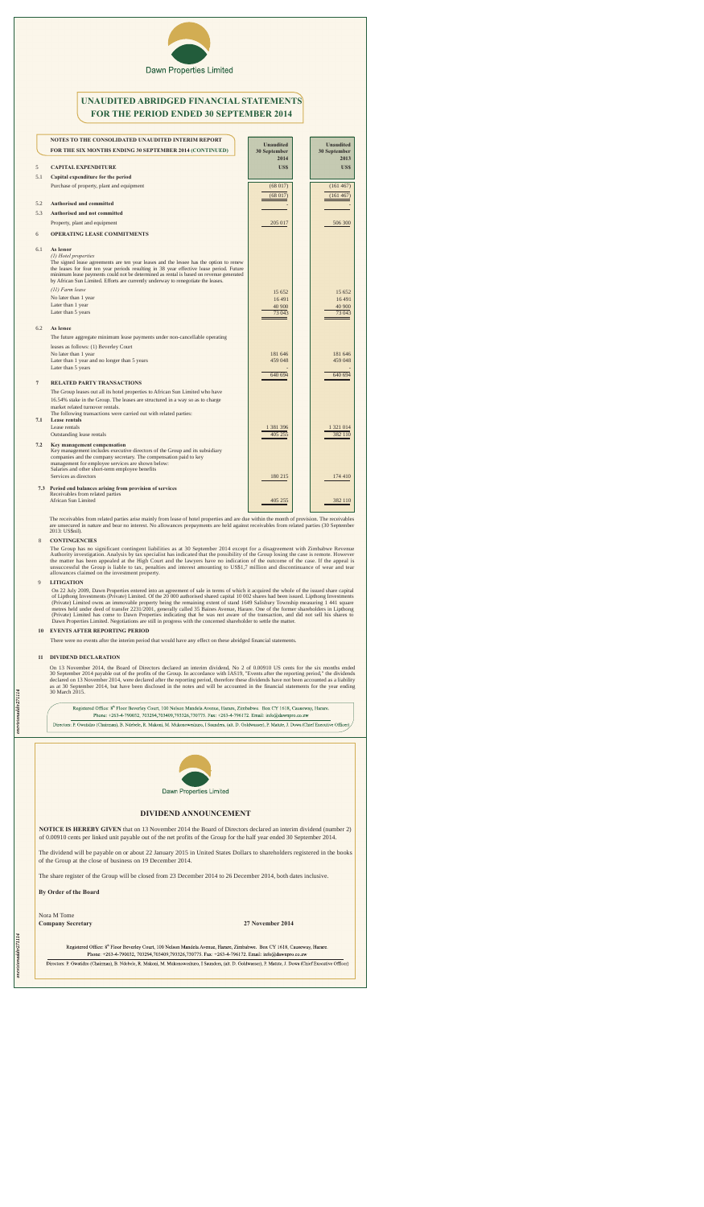Dawn Properties Limited

# UNAUDITED ABRIDGED FINANCIAL STATEMENTS FOR THE PERIOD ENDED 30 SEPTEMBER 2014

## NOTES TO THE CONSOLIDATED UNAUDITED INTERIM REPORT FOR THE SIX MONTHS ENDING 30 SEPTEMBER 2014 (CONTINUED)

| | | Unaudited 30 September 2014 US$ | Unaudited 30 September 2013 US$ |
|---|---|---|---|
| **5** | **CAPITAL EXPENDITURE** | | |
| **5.1** | **Capital expenditure for the period** | | |
| | Purchase of property, plant and equipment | (68 017) | (161 467) |
| | | (68 017) | (161 467) |
| **5.2** | **Authorised and committed** | - | - |
| **5.3** | **Authorised and not committed** | | |
| | Property, plant and equipment | 205 017 | 506 300 |
| **6** | **OPERATING LEASE COMMITMENTS** | | |
| **6.1** | **As lessor** | | |
| | *(1) Hotel properties* | | |
| | The signed lease agreements are ten year leases and the lessee has the option to renew the leases for four ten year periods resulting in 38 year effective lease period. Future minimum lease payments could not be determined as rental is based on revenue generated by African Sun Limited. Efforts are currently underway to renegotiate the leases. | | |
| | *(11) Farm lease* | 15 652 | 15 652 |
| | No later than 1 year | 16 491 | 16 491 |
| | Later than 1 year | 40 900 | 40 900 |
| | Later than 5 years | 73 043 | 73 043 |
| **6.2** | **As lessee** | | |
| | The future aggregate minimum lease payments under non-cancellable operating leases as follows: (1) Beverley Court | | |
| | No later than 1 year | 181 646 | 181 646 |
| | Later than 1 year and no longer than 5 years | 459 048 | 459 048 |
| | Later than 5 years | - | - |
| | | 640 694 | 640 694 |
| **7** | **RELATED PARTY TRANSACTIONS** | | |
| | The Group leases out all its hotel properties to African Sun Limited who have 16.54% stake in the Group. The leases are structured in a way so as to charge market related turnover rentals. The following transactions were carried out with related parties: | | |
| **7.1** | **Lease rentals** | | |
| | Lease rentals | 1 381 396 | 1 321 014 |
| | Outstanding lease rentals | 405 255 | 382 110 |
| **7.2** | **Key management compensation** | | |
| | Key management includes executive directors of the Group and its subsidiary companies and the company secretary. The compensation paid to key management for employee services are shown below: Salaries and other short-term employee benefits | | |
| | Services as directors | 180 215 | 174 410 |
| **7.3** | **Period end balances arising from provision of services** | | |
| | Receivables from related parties | | |
| | African Sun Limited | 405 255 | 382 110 |

The receivables from related parties arise mainly from lease of hotel properties and are due within the month of provision. The receivables are unsecured in nature and bear no interest. No allowances prepayments are held against receivables from related parties (30 September 2013: US$nil).

**8 CONTINGENCIES**

The Group has no significant contingent liabilities as at 30 September 2014 except for a disagreement with Zimbabwe Revenue Authority investigation. Analysis by tax specialist has indicated that the possibility of the Group losing the case is remote. However the matter has been appealed at the High Court and the lawyers have no indication of the outcome of the case. If the appeal is unsuccessful the Group is liable to tax, penalties and interest amounting to US$1,7 million and discontinuance of wear and tear allowances claimed on the investment property.

**9 LITIGATION**

On 22 July 2009, Dawn Properties entered into an agreement of sale in terms of which it acquired the whole of the issued share capital of Lipthong Investments (Private) Limited. Of the 20 000 authorised shared capital 10 002 shares had been issued. Lipthong Investments (Private) Limited owns an immovable property being the remaining extent of stand 1649 Salisbury Township measuring 1 441 square metres held under deed of transfer 2231/2001, generally called 35 Baines Avenue, Harare. One of the former shareholders in Lipthong (Private) Limited has come to Dawn Properties indicating that he was not aware of the transaction, and did not sell his shares to Dawn Properties Limited. Negotiations are still in progress with the concerned shareholder to settle the matter.

**10 EVENTS AFTER REPORTING PERIOD**

There were no events after the interim period that would have any effect on these abridged financial statements.

**11 DIVIDEND DECLARATION**

On 13 November 2014, the Board of Directors declared an interim dividend, No 2 of 0.00910 US cents for the six months ended 30 September 2014 payable out of the profits of the Group. In accordance with IAS19, "Events after the reporting period," the dividends declared on 13 November 2014, were declared after the reporting period, therefore these dividends have not been accounted as a liability as at 30 September 2014, but have been disclosed in the notes and will be accounted in the financial statements for the year ending 30 March 2015.

Registered Office: 8th Floor Beverley Court, 100 Nelson Mandela Avenue, Harare, Zimbabwe. Box CY 1618, Causeway, Harare.
Phone: +263-4-790032, 703294,703409,793326,730775. Fax: +263-4-796172. Email: info@dawnpro.co.zw

Directors: F. Gwatidzo (Chairman), B. Ndebele, R. Makoni, M. Mukonoweshuro, I Saunders, (alt. D. Goldwasser), P. Matute, J. Dows (Chief Executive Officer)

Dawn Properties Limited

## DIVIDEND ANNOUNCEMENT

**NOTICE IS HEREBY GIVEN** that on 13 November 2014 the Board of Directors declared an interim dividend (number 2) of 0.00910 cents per linked unit payable out of the net profits of the Group for the half year ended 30 September 2014.

The dividend will be payable on or about 22 January 2015 in United States Dollars to shareholders registered in the books of the Group at the close of business on 19 December 2014.

The share register of the Group will be closed from 23 December 2014 to 26 December 2014, both dates inclusive.

**By Order of the Board**

Nora M Tome
**Company Secretary** **27 November 2014**

Registered Office: 8th Floor Beverley Court, 100 Nelson Mandela Avenue, Harare, Zimbabwe. Box CY 1618, Causeway, Harare.
Phone: +263-4-790032, 703294,703409,793326,730775. Fax: +263-4-796172. Email: info@dawnpro.co.zw

Directors: F. Gwatidzo (Chairman), B. Ndebele, R. Makoni, M. Mukonoweshuro, I Saunders, (alt. D. Goldwasser), P. Matute, J. Dows (Chief Executive Officer)